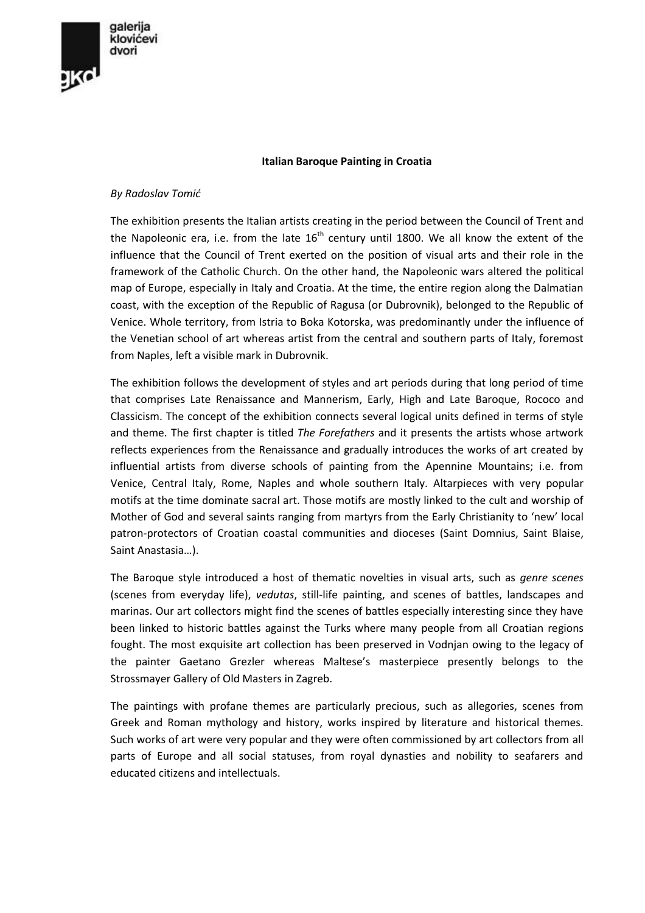# Italian Baroque Painting in Croatia

*By Radoslav Tomić*

The exhibition presents the Italian artists creating in the period between the Council of Trent and the Napoleonic era, i.e. from the late 16th century until 1800. We all know the extent of the influence that the Council of Trent exerted on the position of visual arts and their role in the framework of the Catholic Church. On the other hand, the Napoleonic wars altered the political map of Europe, especially in Italy and Croatia. At the time, the entire region along the Dalmatian coast, with the exception of the Republic of Ragusa (or Dubrovnik), belonged to the Republic of Venice. Whole territory, from Istria to Boka Kotorska, was predominantly under the influence of the Venetian school of art whereas artist from the central and southern parts of Italy, foremost from Naples, left a visible mark in Dubrovnik.

The exhibition follows the development of styles and art periods during that long period of time that comprises Late Renaissance and Mannerism, Early, High and Late Baroque, Rococo and Classicism. The concept of the exhibition connects several logical units defined in terms of style and theme. The first chapter is titled *The Forefathers* and it presents the artists whose artwork reflects experiences from the Renaissance and gradually introduces the works of art created by influential artists from diverse schools of painting from the Apennine Mountains; i.e. from Venice, Central Italy, Rome, Naples and whole southern Italy. Altarpieces with very popular motifs at the time dominate sacral art. Those motifs are mostly linked to the cult and worship of Mother of God and several saints ranging from martyrs from the Early Christianity to 'new' local patron-protectors of Croatian coastal communities and dioceses (Saint Domnius, Saint Blaise, Saint Anastasia…).

The Baroque style introduced a host of thematic novelties in visual arts, such as *genre scenes* (scenes from everyday life), *vedutas*, still-life painting, and scenes of battles, landscapes and marinas. Our art collectors might find the scenes of battles especially interesting since they have been linked to historic battles against the Turks where many people from all Croatian regions fought. The most exquisite art collection has been preserved in Vodnjan owing to the legacy of the painter Gaetano Grezler whereas Maltese's masterpiece presently belongs to the Strossmayer Gallery of Old Masters in Zagreb.

The paintings with profane themes are particularly precious, such as allegories, scenes from Greek and Roman mythology and history, works inspired by literature and historical themes. Such works of art were very popular and they were often commissioned by art collectors from all parts of Europe and all social statuses, from royal dynasties and nobility to seafarers and educated citizens and intellectuals.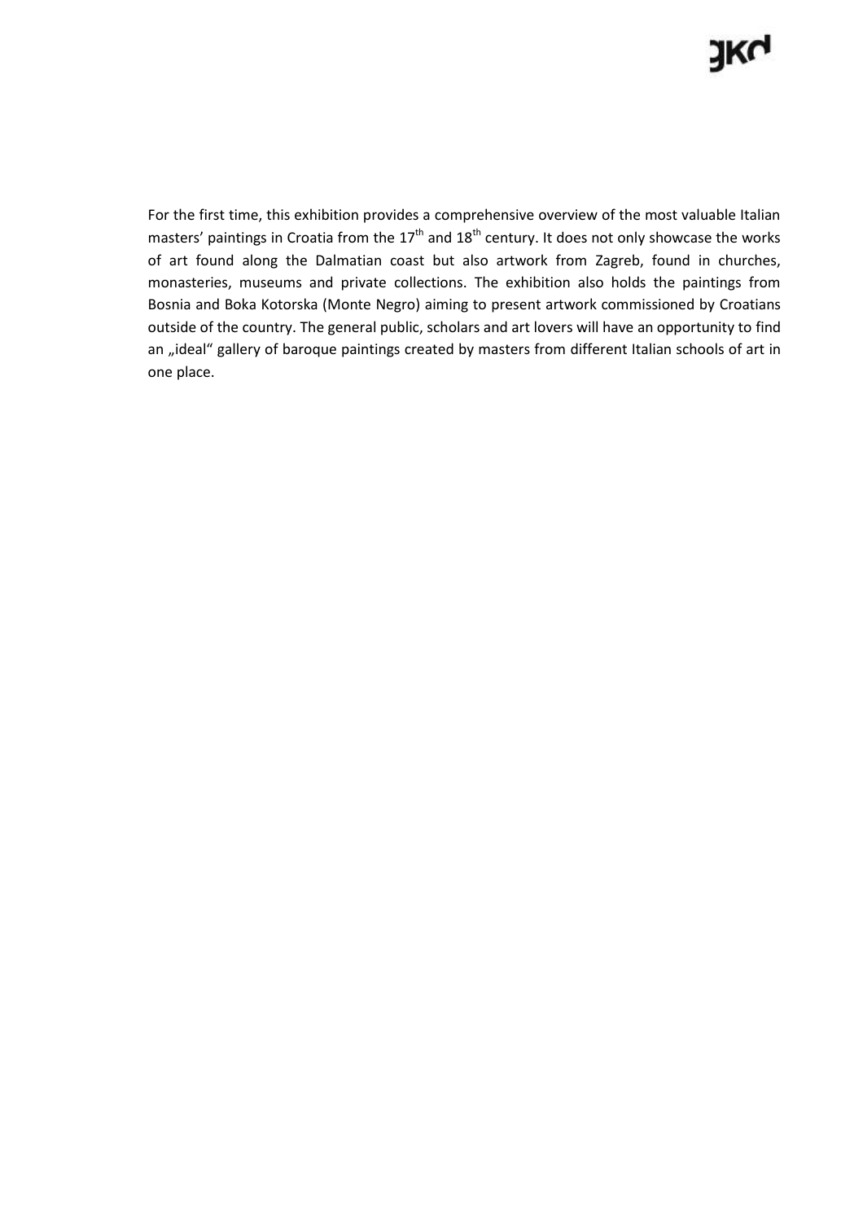For the first time, this exhibition provides a comprehensive overview of the most valuable Italian masters' paintings in Croatia from the $17^{th}$ and $18^{th}$ century. It does not only showcase the works of art found along the Dalmatian coast but also artwork from Zagreb, found in churches, monasteries, museums and private collections. The exhibition also holds the paintings from Bosnia and Boka Kotorska (Monte Negro) aiming to present artwork commissioned by Croatians outside of the country. The general public, scholars and art lovers will have an opportunity to find an „ideal" gallery of baroque paintings created by masters from different Italian schools of art in one place.